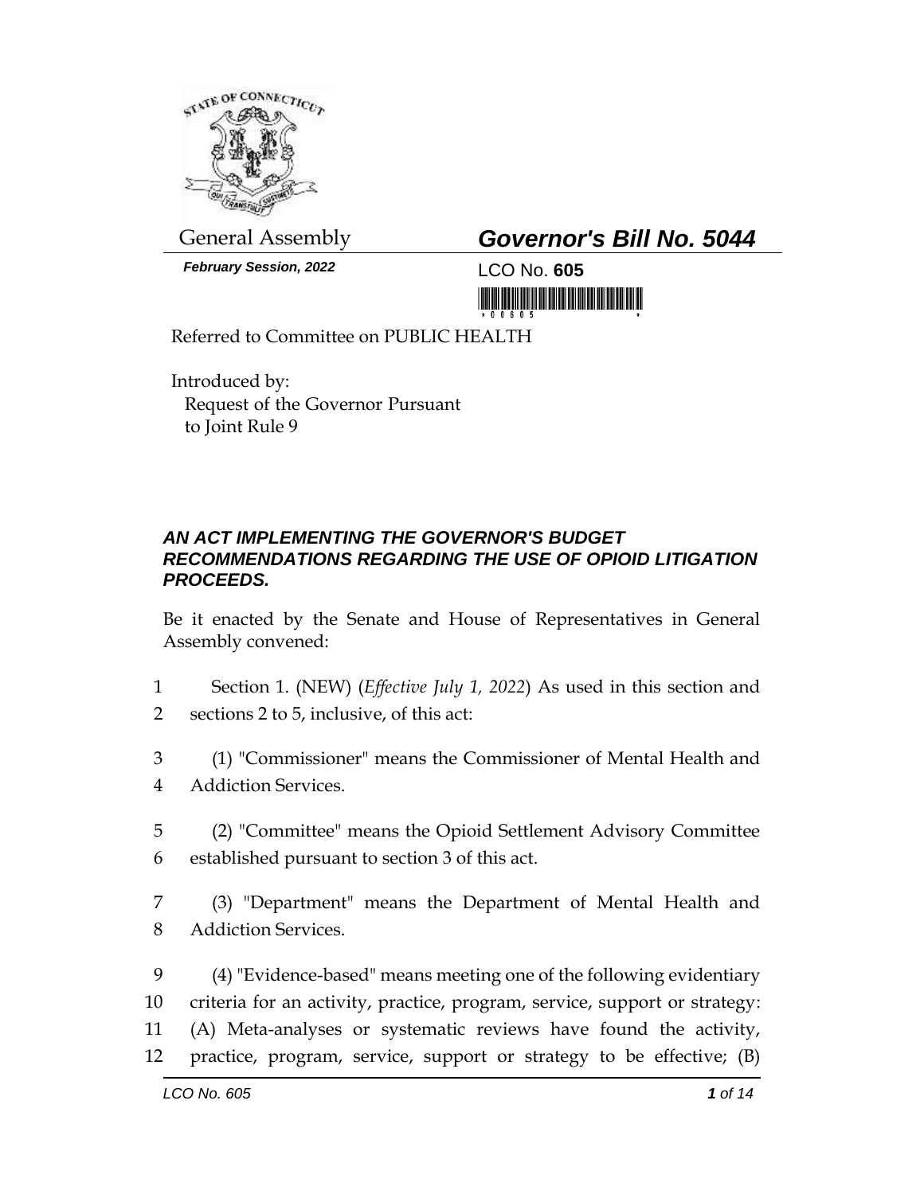General Assembly

**Governor's Bill No. 5044**

***February Session, 2022***

LCO No. **605**

Referred to Committee on PUBLIC HEALTH

Introduced by:
Request of the Governor Pursuant to Joint Rule 9

***AN ACT IMPLEMENTING THE GOVERNOR'S BUDGET RECOMMENDATIONS REGARDING THE USE OF OPIOID LITIGATION PROCEEDS.***

Be it enacted by the Senate and House of Representatives in General Assembly convened:

Section 1. (NEW) (*Effective July 1, 2022*) As used in this section and sections 2 to 5, inclusive, of this act:

(1) "Commissioner" means the Commissioner of Mental Health and Addiction Services.

(2) "Committee" means the Opioid Settlement Advisory Committee established pursuant to section 3 of this act.

(3) "Department" means the Department of Mental Health and Addiction Services.

(4) "Evidence-based" means meeting one of the following evidentiary criteria for an activity, practice, program, service, support or strategy: (A) Meta-analyses or systematic reviews have found the activity, practice, program, service, support or strategy to be effective; (B)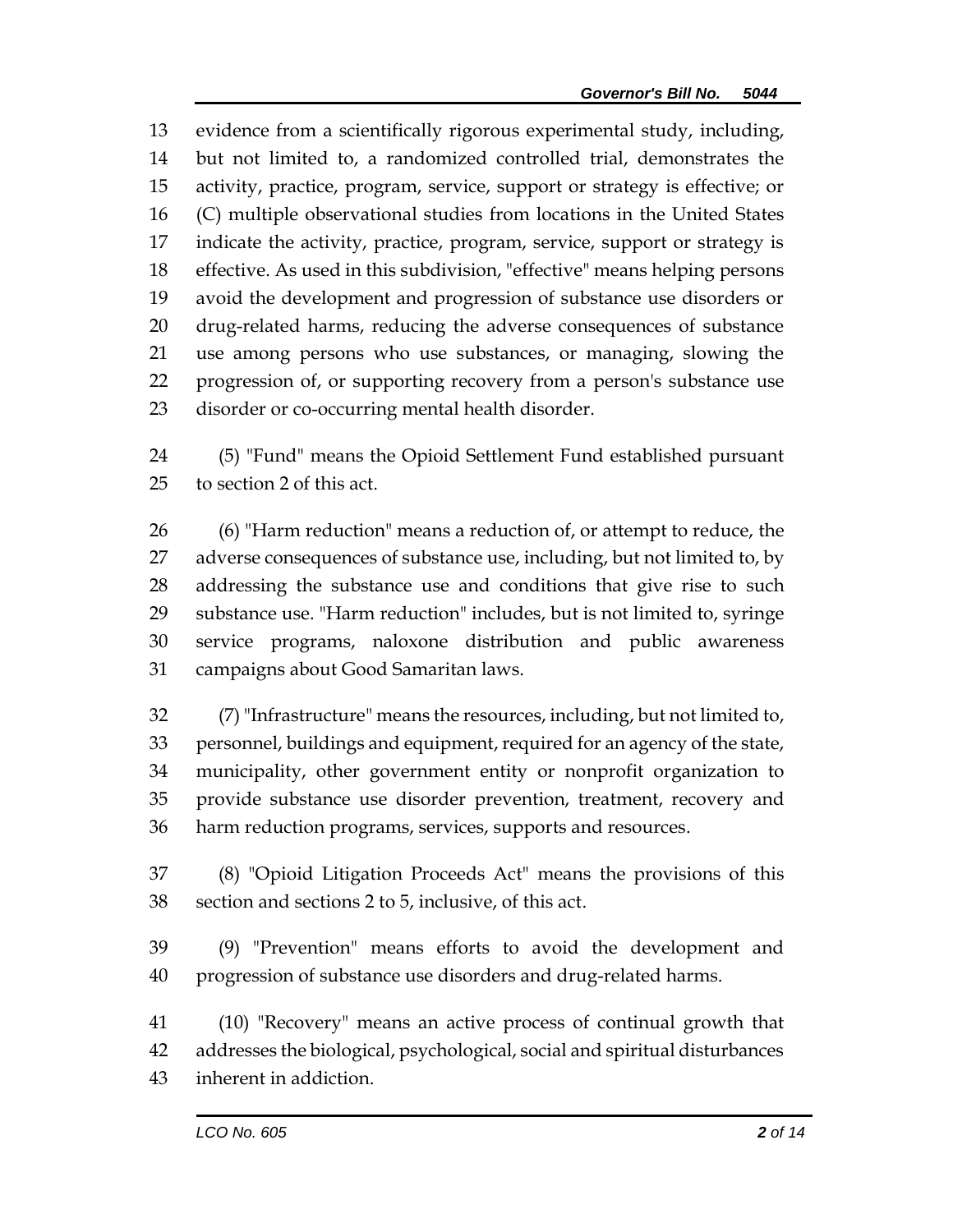evidence from a scientifically rigorous experimental study, including, but not limited to, a randomized controlled trial, demonstrates the activity, practice, program, service, support or strategy is effective; or (C) multiple observational studies from locations in the United States indicate the activity, practice, program, service, support or strategy is effective. As used in this subdivision, "effective" means helping persons avoid the development and progression of substance use disorders or drug-related harms, reducing the adverse consequences of substance use among persons who use substances, or managing, slowing the progression of, or supporting recovery from a person's substance use disorder or co-occurring mental health disorder.

(5) "Fund" means the Opioid Settlement Fund established pursuant to section 2 of this act.

(6) "Harm reduction" means a reduction of, or attempt to reduce, the adverse consequences of substance use, including, but not limited to, by addressing the substance use and conditions that give rise to such substance use. "Harm reduction" includes, but is not limited to, syringe service programs, naloxone distribution and public awareness campaigns about Good Samaritan laws.

(7) "Infrastructure" means the resources, including, but not limited to, personnel, buildings and equipment, required for an agency of the state, municipality, other government entity or nonprofit organization to provide substance use disorder prevention, treatment, recovery and harm reduction programs, services, supports and resources.

(8) "Opioid Litigation Proceeds Act" means the provisions of this section and sections 2 to 5, inclusive, of this act.

(9) "Prevention" means efforts to avoid the development and progression of substance use disorders and drug-related harms.

(10) "Recovery" means an active process of continual growth that addresses the biological, psychological, social and spiritual disturbances inherent in addiction.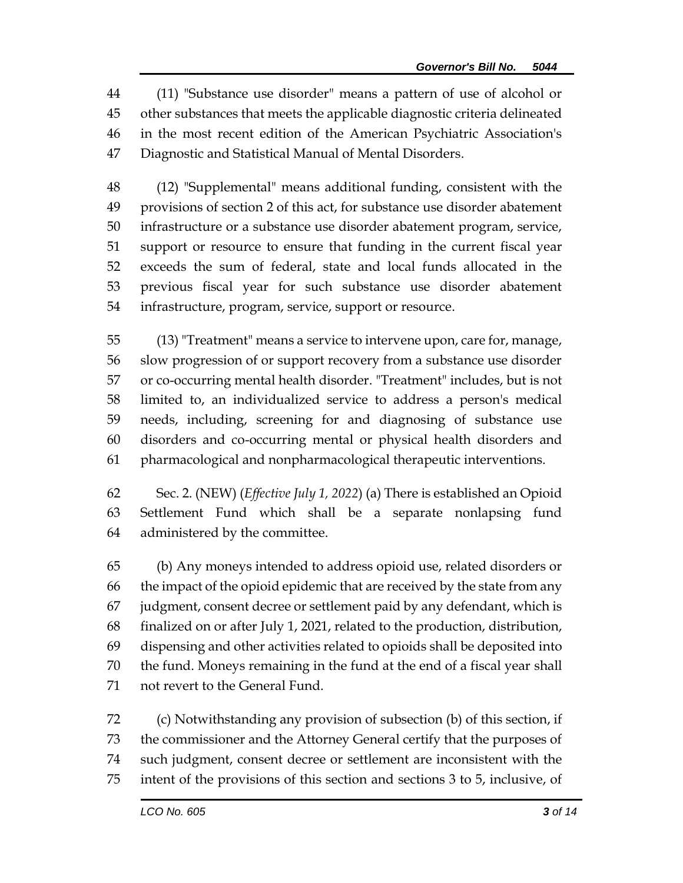(11) "Substance use disorder" means a pattern of use of alcohol or other substances that meets the applicable diagnostic criteria delineated in the most recent edition of the American Psychiatric Association's Diagnostic and Statistical Manual of Mental Disorders.

(12) "Supplemental" means additional funding, consistent with the provisions of section 2 of this act, for substance use disorder abatement infrastructure or a substance use disorder abatement program, service, support or resource to ensure that funding in the current fiscal year exceeds the sum of federal, state and local funds allocated in the previous fiscal year for such substance use disorder abatement infrastructure, program, service, support or resource.

(13) "Treatment" means a service to intervene upon, care for, manage, slow progression of or support recovery from a substance use disorder or co-occurring mental health disorder. "Treatment" includes, but is not limited to, an individualized service to address a person's medical needs, including, screening for and diagnosing of substance use disorders and co-occurring mental or physical health disorders and pharmacological and nonpharmacological therapeutic interventions.

Sec. 2. (NEW) (*Effective July 1, 2022*) (a) There is established an Opioid Settlement Fund which shall be a separate nonlapsing fund administered by the committee.

(b) Any moneys intended to address opioid use, related disorders or the impact of the opioid epidemic that are received by the state from any judgment, consent decree or settlement paid by any defendant, which is finalized on or after July 1, 2021, related to the production, distribution, dispensing and other activities related to opioids shall be deposited into the fund. Moneys remaining in the fund at the end of a fiscal year shall not revert to the General Fund.

(c) Notwithstanding any provision of subsection (b) of this section, if the commissioner and the Attorney General certify that the purposes of such judgment, consent decree or settlement are inconsistent with the intent of the provisions of this section and sections 3 to 5, inclusive, of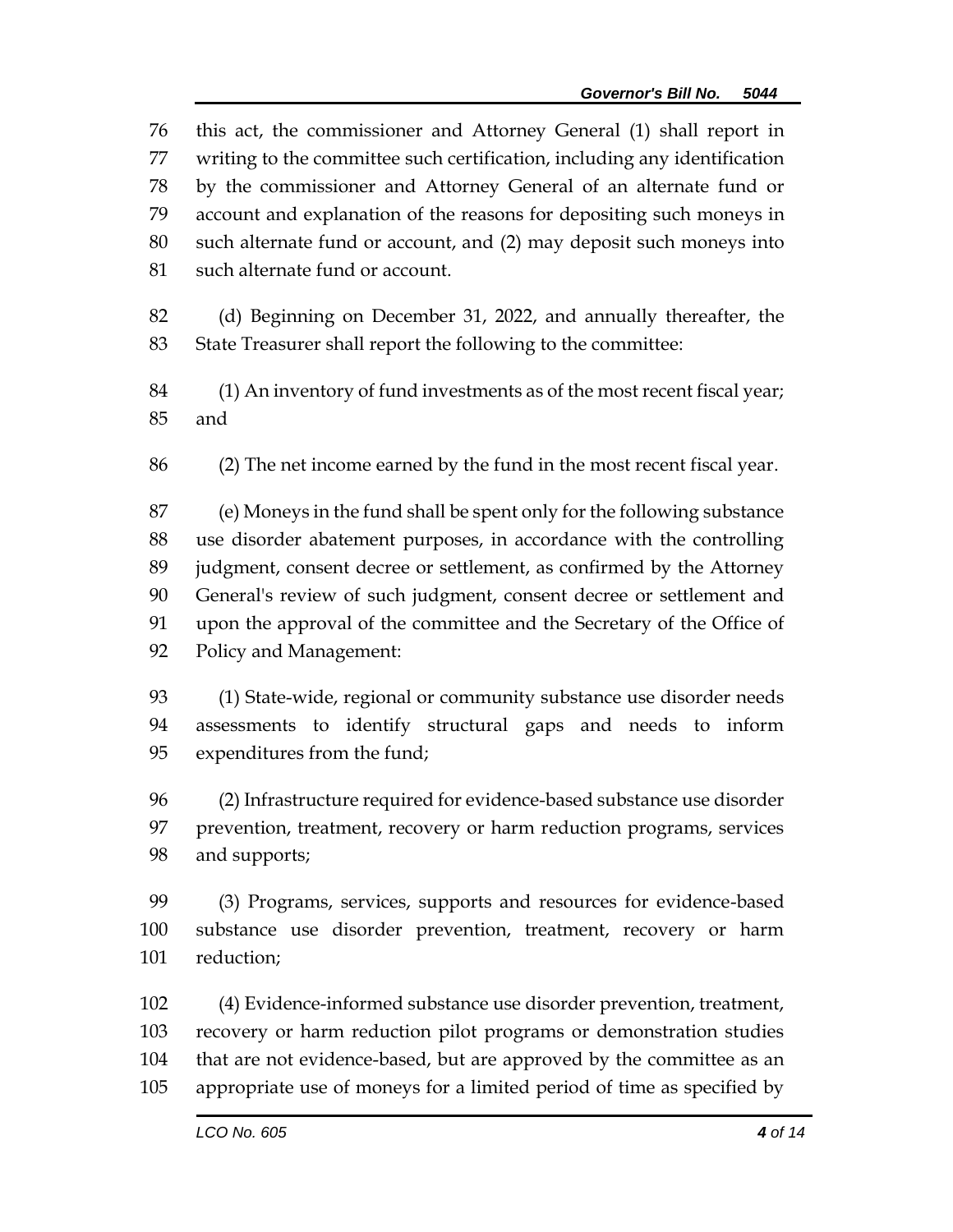this act, the commissioner and Attorney General (1) shall report in writing to the committee such certification, including any identification by the commissioner and Attorney General of an alternate fund or account and explanation of the reasons for depositing such moneys in such alternate fund or account, and (2) may deposit such moneys into such alternate fund or account.

(d) Beginning on December 31, 2022, and annually thereafter, the State Treasurer shall report the following to the committee:

(1) An inventory of fund investments as of the most recent fiscal year; and

(2) The net income earned by the fund in the most recent fiscal year.

(e) Moneys in the fund shall be spent only for the following substance use disorder abatement purposes, in accordance with the controlling judgment, consent decree or settlement, as confirmed by the Attorney General's review of such judgment, consent decree or settlement and upon the approval of the committee and the Secretary of the Office of Policy and Management:

(1) State-wide, regional or community substance use disorder needs assessments to identify structural gaps and needs to inform expenditures from the fund;

(2) Infrastructure required for evidence-based substance use disorder prevention, treatment, recovery or harm reduction programs, services and supports;

(3) Programs, services, supports and resources for evidence-based substance use disorder prevention, treatment, recovery or harm reduction;

(4) Evidence-informed substance use disorder prevention, treatment, recovery or harm reduction pilot programs or demonstration studies that are not evidence-based, but are approved by the committee as an appropriate use of moneys for a limited period of time as specified by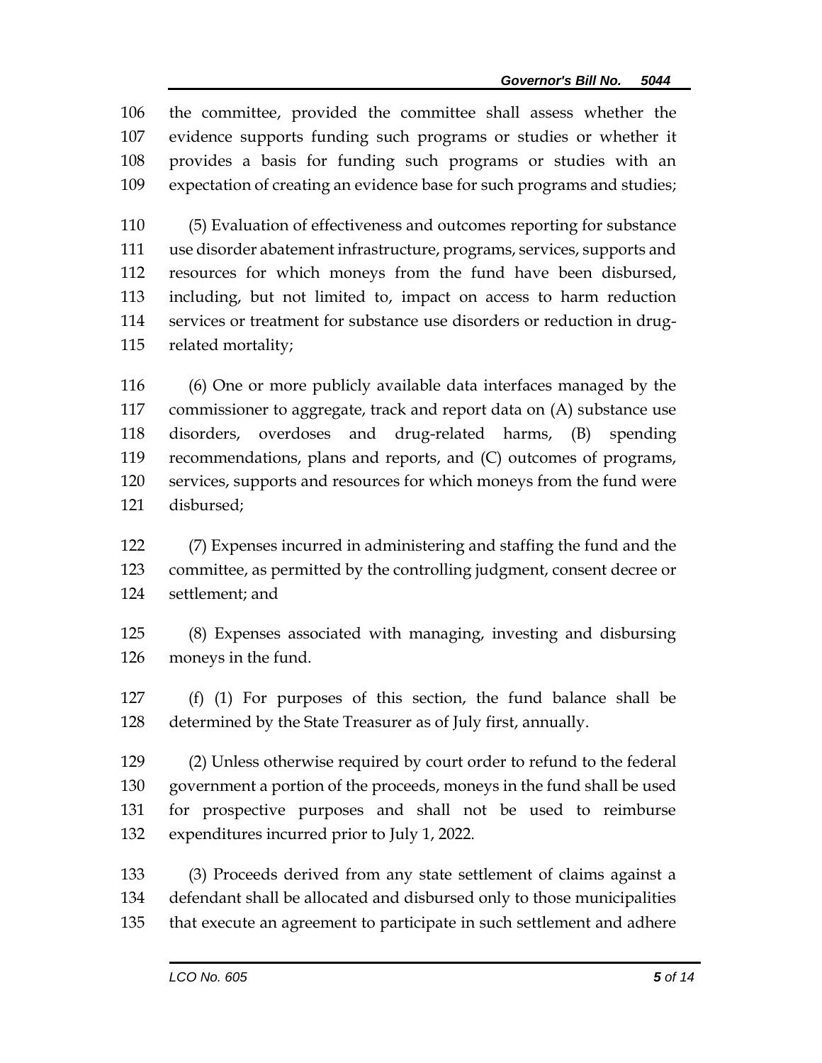the committee, provided the committee shall assess whether the evidence supports funding such programs or studies or whether it provides a basis for funding such programs or studies with an expectation of creating an evidence base for such programs and studies;

(5) Evaluation of effectiveness and outcomes reporting for substance use disorder abatement infrastructure, programs, services, supports and resources for which moneys from the fund have been disbursed, including, but not limited to, impact on access to harm reduction services or treatment for substance use disorders or reduction in drug-related mortality;

(6) One or more publicly available data interfaces managed by the commissioner to aggregate, track and report data on (A) substance use disorders, overdoses and drug-related harms, (B) spending recommendations, plans and reports, and (C) outcomes of programs, services, supports and resources for which moneys from the fund were disbursed;

(7) Expenses incurred in administering and staffing the fund and the committee, as permitted by the controlling judgment, consent decree or settlement; and

(8) Expenses associated with managing, investing and disbursing moneys in the fund.

(f) (1) For purposes of this section, the fund balance shall be determined by the State Treasurer as of July first, annually.

(2) Unless otherwise required by court order to refund to the federal government a portion of the proceeds, moneys in the fund shall be used for prospective purposes and shall not be used to reimburse expenditures incurred prior to July 1, 2022.

(3) Proceeds derived from any state settlement of claims against a defendant shall be allocated and disbursed only to those municipalities that execute an agreement to participate in such settlement and adhere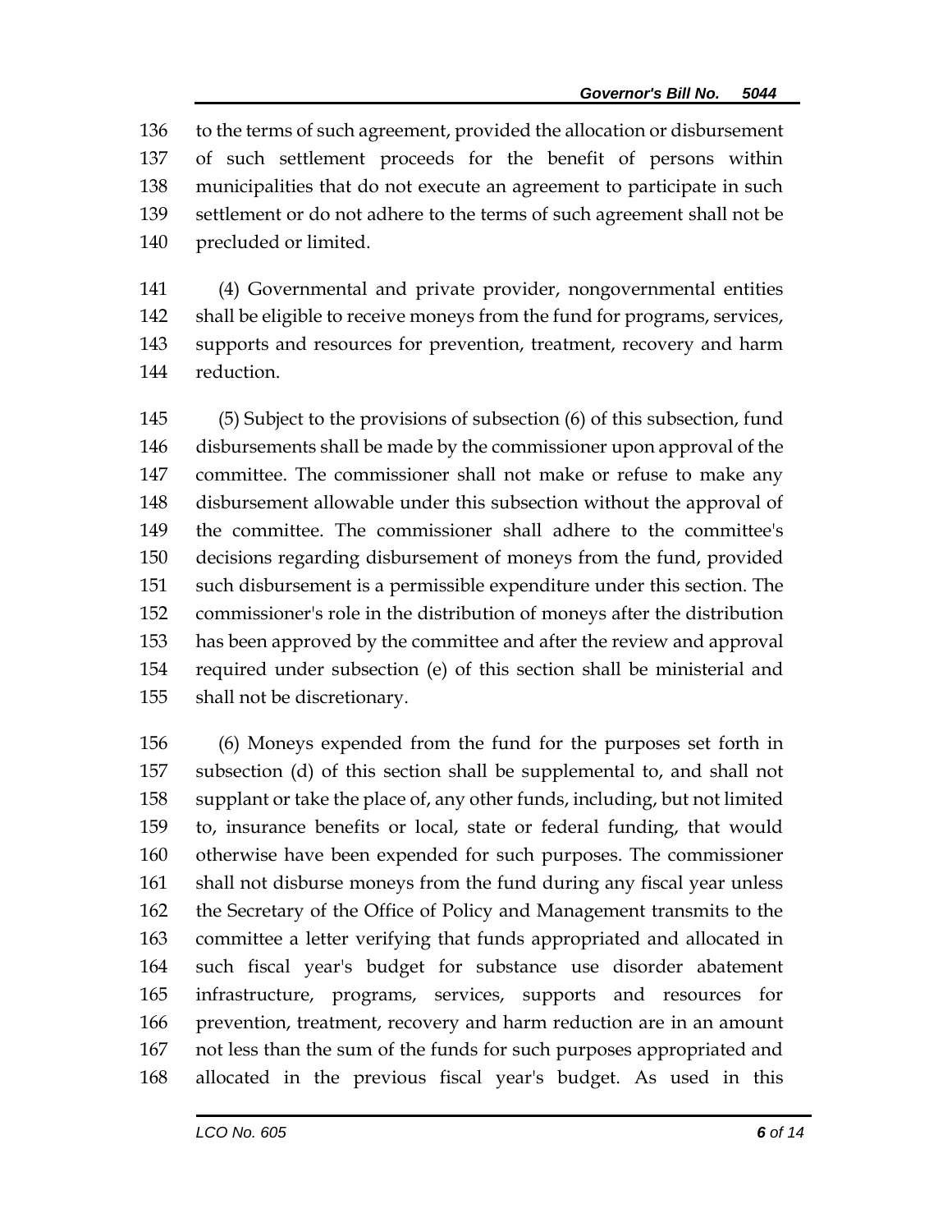to the terms of such agreement, provided the allocation or disbursement of such settlement proceeds for the benefit of persons within municipalities that do not execute an agreement to participate in such settlement or do not adhere to the terms of such agreement shall not be precluded or limited.

(4) Governmental and private provider, nongovernmental entities shall be eligible to receive moneys from the fund for programs, services, supports and resources for prevention, treatment, recovery and harm reduction.

(5) Subject to the provisions of subsection (6) of this subsection, fund disbursements shall be made by the commissioner upon approval of the committee. The commissioner shall not make or refuse to make any disbursement allowable under this subsection without the approval of the committee. The commissioner shall adhere to the committee's decisions regarding disbursement of moneys from the fund, provided such disbursement is a permissible expenditure under this section. The commissioner's role in the distribution of moneys after the distribution has been approved by the committee and after the review and approval required under subsection (e) of this section shall be ministerial and shall not be discretionary.

(6) Moneys expended from the fund for the purposes set forth in subsection (d) of this section shall be supplemental to, and shall not supplant or take the place of, any other funds, including, but not limited to, insurance benefits or local, state or federal funding, that would otherwise have been expended for such purposes. The commissioner shall not disburse moneys from the fund during any fiscal year unless the Secretary of the Office of Policy and Management transmits to the committee a letter verifying that funds appropriated and allocated in such fiscal year's budget for substance use disorder abatement infrastructure, programs, services, supports and resources for prevention, treatment, recovery and harm reduction are in an amount not less than the sum of the funds for such purposes appropriated and allocated in the previous fiscal year's budget. As used in this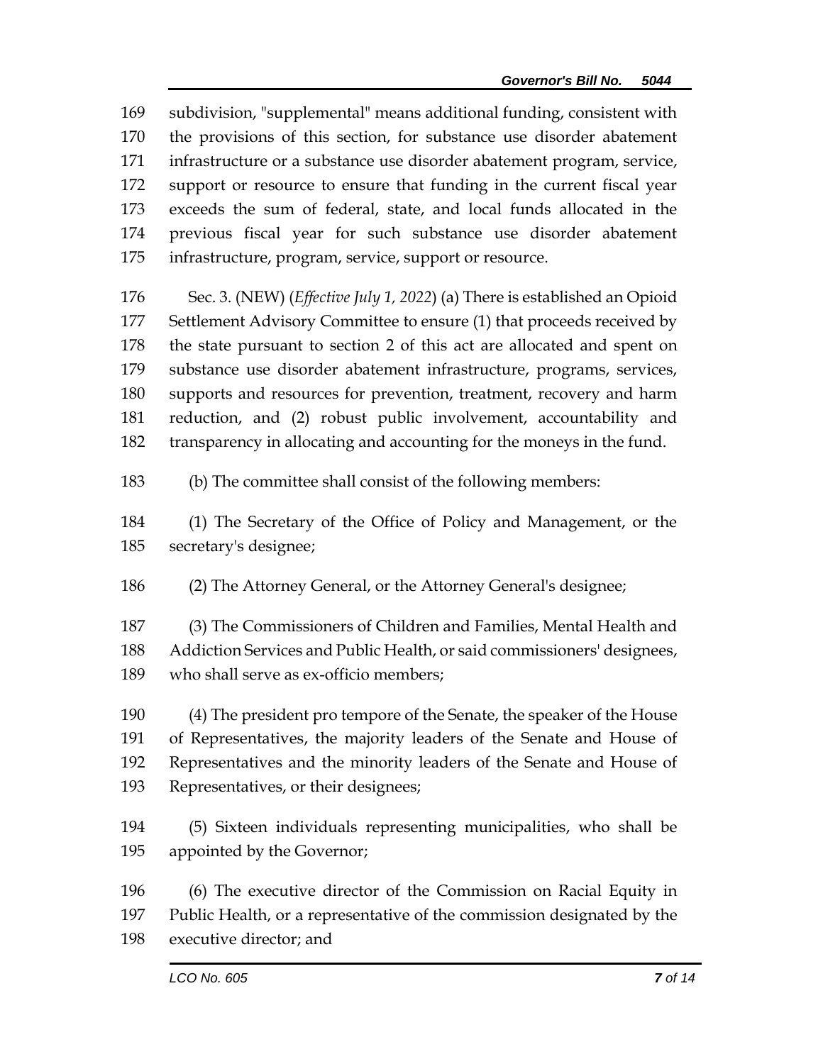subdivision, "supplemental" means additional funding, consistent with the provisions of this section, for substance use disorder abatement infrastructure or a substance use disorder abatement program, service, support or resource to ensure that funding in the current fiscal year exceeds the sum of federal, state, and local funds allocated in the previous fiscal year for such substance use disorder abatement infrastructure, program, service, support or resource.

Sec. 3. (NEW) (*Effective July 1, 2022*) (a) There is established an Opioid Settlement Advisory Committee to ensure (1) that proceeds received by the state pursuant to section 2 of this act are allocated and spent on substance use disorder abatement infrastructure, programs, services, supports and resources for prevention, treatment, recovery and harm reduction, and (2) robust public involvement, accountability and transparency in allocating and accounting for the moneys in the fund.

(b) The committee shall consist of the following members:

(1) The Secretary of the Office of Policy and Management, or the secretary's designee;

(2) The Attorney General, or the Attorney General's designee;

(3) The Commissioners of Children and Families, Mental Health and Addiction Services and Public Health, or said commissioners' designees, who shall serve as ex-officio members;

(4) The president pro tempore of the Senate, the speaker of the House of Representatives, the majority leaders of the Senate and House of Representatives and the minority leaders of the Senate and House of Representatives, or their designees;

(5) Sixteen individuals representing municipalities, who shall be appointed by the Governor;

(6) The executive director of the Commission on Racial Equity in Public Health, or a representative of the commission designated by the executive director; and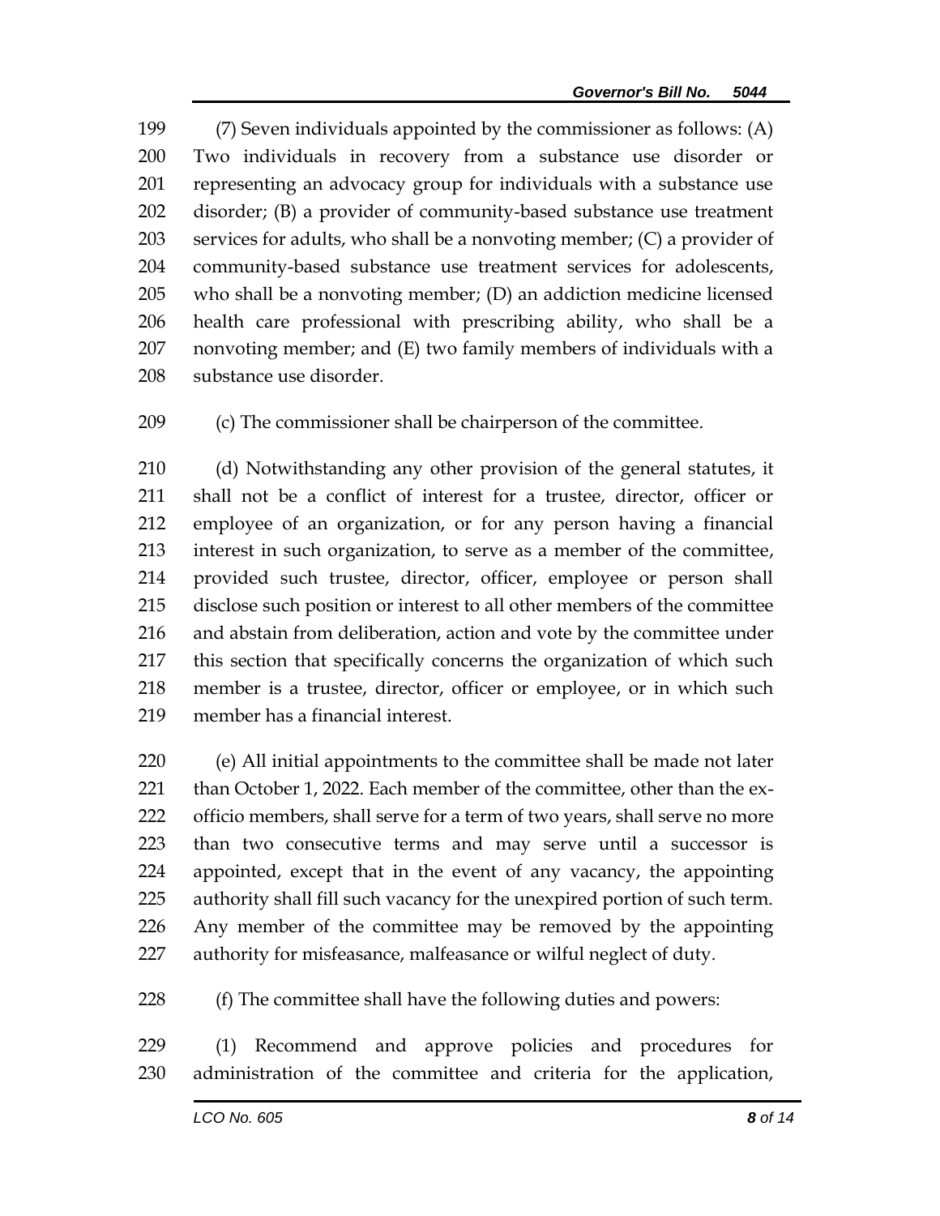(7) Seven individuals appointed by the commissioner as follows: (A) Two individuals in recovery from a substance use disorder or representing an advocacy group for individuals with a substance use disorder; (B) a provider of community-based substance use treatment services for adults, who shall be a nonvoting member; (C) a provider of community-based substance use treatment services for adolescents, who shall be a nonvoting member; (D) an addiction medicine licensed health care professional with prescribing ability, who shall be a nonvoting member; and (E) two family members of individuals with a substance use disorder.

(c) The commissioner shall be chairperson of the committee.

(d) Notwithstanding any other provision of the general statutes, it shall not be a conflict of interest for a trustee, director, officer or employee of an organization, or for any person having a financial interest in such organization, to serve as a member of the committee, provided such trustee, director, officer, employee or person shall disclose such position or interest to all other members of the committee and abstain from deliberation, action and vote by the committee under this section that specifically concerns the organization of which such member is a trustee, director, officer or employee, or in which such member has a financial interest.

(e) All initial appointments to the committee shall be made not later than October 1, 2022. Each member of the committee, other than the ex-officio members, shall serve for a term of two years, shall serve no more than two consecutive terms and may serve until a successor is appointed, except that in the event of any vacancy, the appointing authority shall fill such vacancy for the unexpired portion of such term. Any member of the committee may be removed by the appointing authority for misfeasance, malfeasance or wilful neglect of duty.

(f) The committee shall have the following duties and powers:

(1) Recommend and approve policies and procedures for administration of the committee and criteria for the application,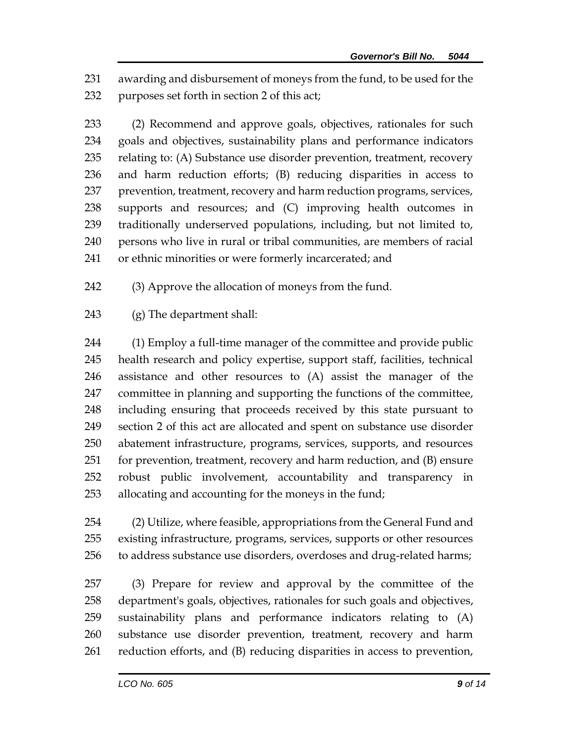awarding and disbursement of moneys from the fund, to be used for the purposes set forth in section 2 of this act;

(2) Recommend and approve goals, objectives, rationales for such goals and objectives, sustainability plans and performance indicators relating to: (A) Substance use disorder prevention, treatment, recovery and harm reduction efforts; (B) reducing disparities in access to prevention, treatment, recovery and harm reduction programs, services, supports and resources; and (C) improving health outcomes in traditionally underserved populations, including, but not limited to, persons who live in rural or tribal communities, are members of racial or ethnic minorities or were formerly incarcerated; and

(3) Approve the allocation of moneys from the fund.

(g) The department shall:

(1) Employ a full-time manager of the committee and provide public health research and policy expertise, support staff, facilities, technical assistance and other resources to (A) assist the manager of the committee in planning and supporting the functions of the committee, including ensuring that proceeds received by this state pursuant to section 2 of this act are allocated and spent on substance use disorder abatement infrastructure, programs, services, supports, and resources for prevention, treatment, recovery and harm reduction, and (B) ensure robust public involvement, accountability and transparency in allocating and accounting for the moneys in the fund;

(2) Utilize, where feasible, appropriations from the General Fund and existing infrastructure, programs, services, supports or other resources to address substance use disorders, overdoses and drug-related harms;

(3) Prepare for review and approval by the committee of the department's goals, objectives, rationales for such goals and objectives, sustainability plans and performance indicators relating to (A) substance use disorder prevention, treatment, recovery and harm reduction efforts, and (B) reducing disparities in access to prevention,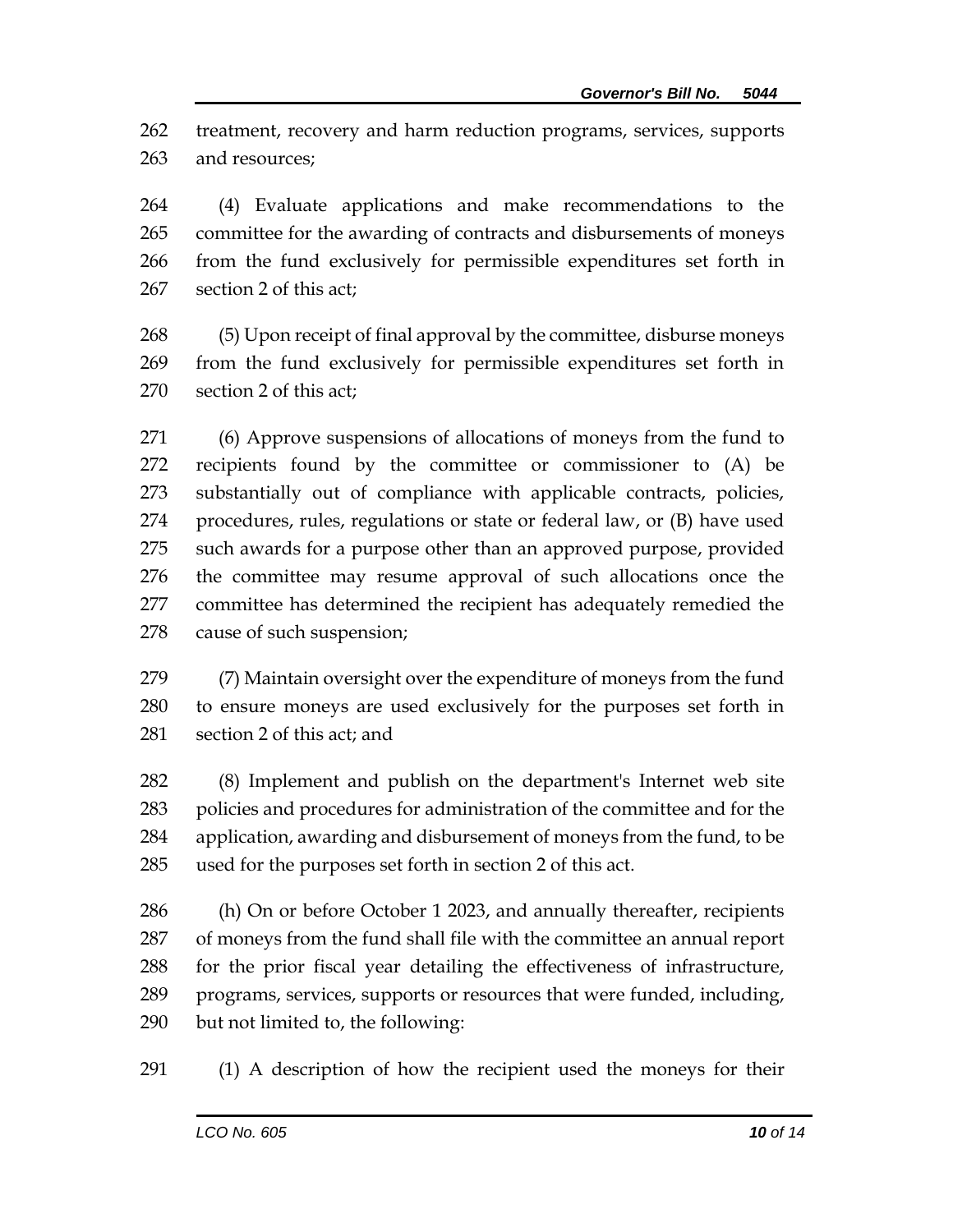treatment, recovery and harm reduction programs, services, supports and resources;

(4) Evaluate applications and make recommendations to the committee for the awarding of contracts and disbursements of moneys from the fund exclusively for permissible expenditures set forth in section 2 of this act;

(5) Upon receipt of final approval by the committee, disburse moneys from the fund exclusively for permissible expenditures set forth in section 2 of this act;

(6) Approve suspensions of allocations of moneys from the fund to recipients found by the committee or commissioner to (A) be substantially out of compliance with applicable contracts, policies, procedures, rules, regulations or state or federal law, or (B) have used such awards for a purpose other than an approved purpose, provided the committee may resume approval of such allocations once the committee has determined the recipient has adequately remedied the cause of such suspension;

(7) Maintain oversight over the expenditure of moneys from the fund to ensure moneys are used exclusively for the purposes set forth in section 2 of this act; and

(8) Implement and publish on the department's Internet web site policies and procedures for administration of the committee and for the application, awarding and disbursement of moneys from the fund, to be used for the purposes set forth in section 2 of this act.

(h) On or before October 1 2023, and annually thereafter, recipients of moneys from the fund shall file with the committee an annual report for the prior fiscal year detailing the effectiveness of infrastructure, programs, services, supports or resources that were funded, including, but not limited to, the following:

(1) A description of how the recipient used the moneys for their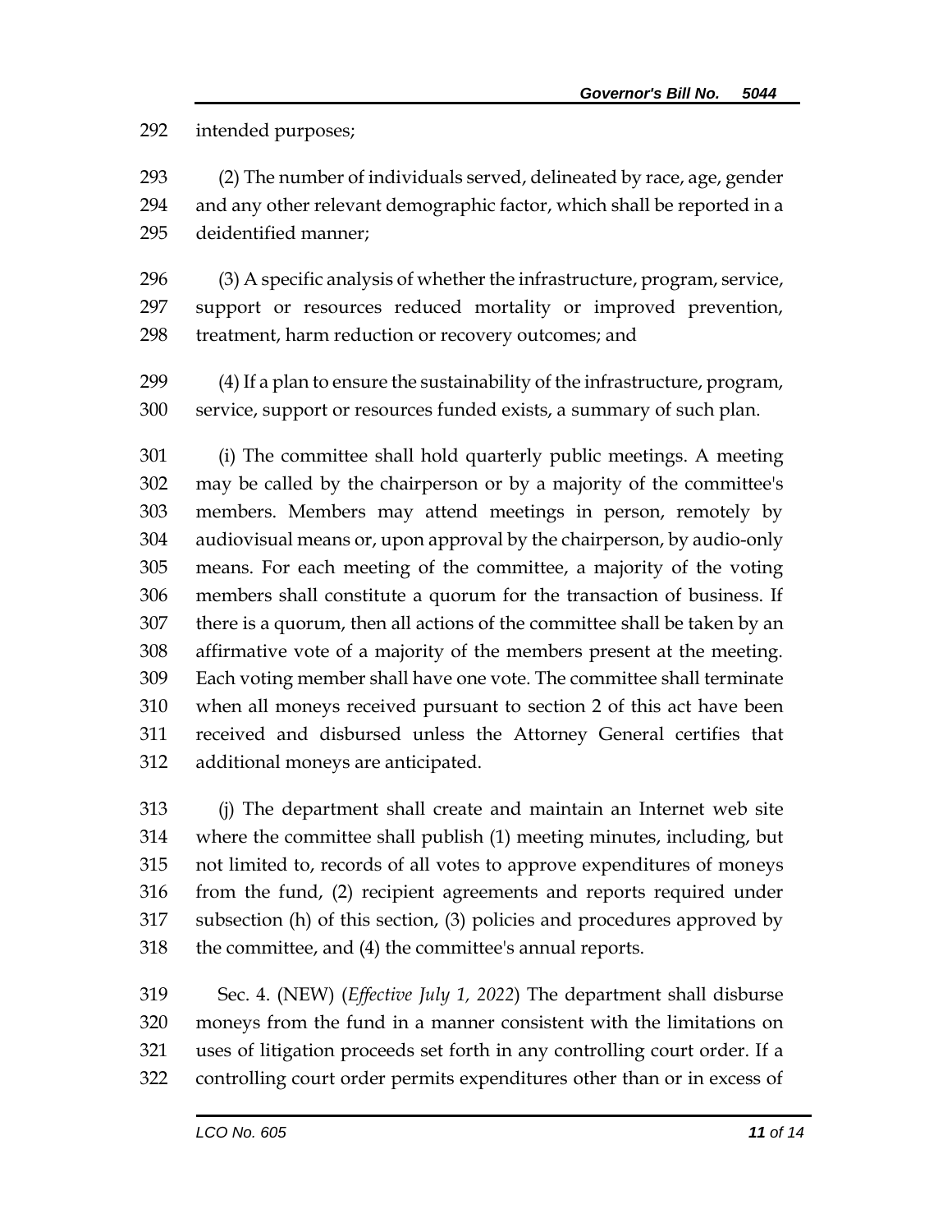intended purposes;

(2) The number of individuals served, delineated by race, age, gender and any other relevant demographic factor, which shall be reported in a deidentified manner;

(3) A specific analysis of whether the infrastructure, program, service, support or resources reduced mortality or improved prevention, treatment, harm reduction or recovery outcomes; and

(4) If a plan to ensure the sustainability of the infrastructure, program, service, support or resources funded exists, a summary of such plan.

(i) The committee shall hold quarterly public meetings. A meeting may be called by the chairperson or by a majority of the committee's members. Members may attend meetings in person, remotely by audiovisual means or, upon approval by the chairperson, by audio-only means. For each meeting of the committee, a majority of the voting members shall constitute a quorum for the transaction of business. If there is a quorum, then all actions of the committee shall be taken by an affirmative vote of a majority of the members present at the meeting. Each voting member shall have one vote. The committee shall terminate when all moneys received pursuant to section 2 of this act have been received and disbursed unless the Attorney General certifies that additional moneys are anticipated.

(j) The department shall create and maintain an Internet web site where the committee shall publish (1) meeting minutes, including, but not limited to, records of all votes to approve expenditures of moneys from the fund, (2) recipient agreements and reports required under subsection (h) of this section, (3) policies and procedures approved by the committee, and (4) the committee's annual reports.

Sec. 4. (NEW) (*Effective July 1, 2022*) The department shall disburse moneys from the fund in a manner consistent with the limitations on uses of litigation proceeds set forth in any controlling court order. If a controlling court order permits expenditures other than or in excess of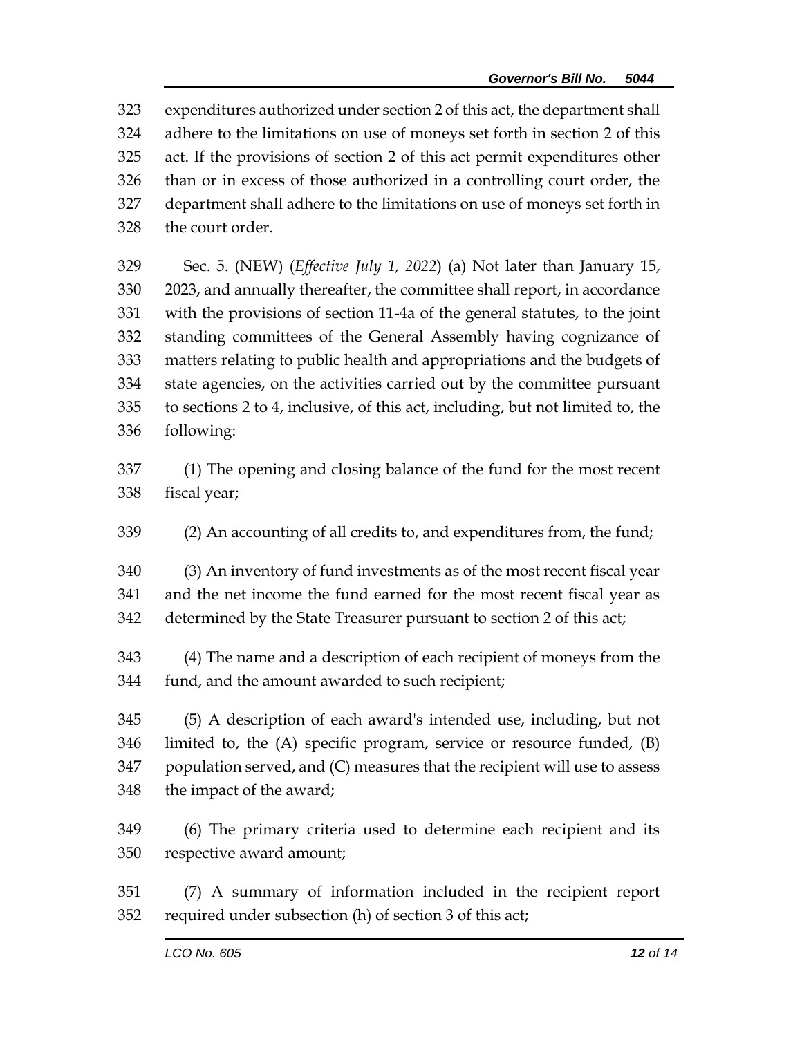expenditures authorized under section 2 of this act, the department shall adhere to the limitations on use of moneys set forth in section 2 of this act. If the provisions of section 2 of this act permit expenditures other than or in excess of those authorized in a controlling court order, the department shall adhere to the limitations on use of moneys set forth in the court order.

Sec. 5. (NEW) (*Effective July 1, 2022*) (a) Not later than January 15, 2023, and annually thereafter, the committee shall report, in accordance with the provisions of section 11-4a of the general statutes, to the joint standing committees of the General Assembly having cognizance of matters relating to public health and appropriations and the budgets of state agencies, on the activities carried out by the committee pursuant to sections 2 to 4, inclusive, of this act, including, but not limited to, the following:

(1) The opening and closing balance of the fund for the most recent fiscal year;

(2) An accounting of all credits to, and expenditures from, the fund;

(3) An inventory of fund investments as of the most recent fiscal year and the net income the fund earned for the most recent fiscal year as determined by the State Treasurer pursuant to section 2 of this act;

(4) The name and a description of each recipient of moneys from the fund, and the amount awarded to such recipient;

(5) A description of each award's intended use, including, but not limited to, the (A) specific program, service or resource funded, (B) population served, and (C) measures that the recipient will use to assess the impact of the award;

(6) The primary criteria used to determine each recipient and its respective award amount;

(7) A summary of information included in the recipient report required under subsection (h) of section 3 of this act;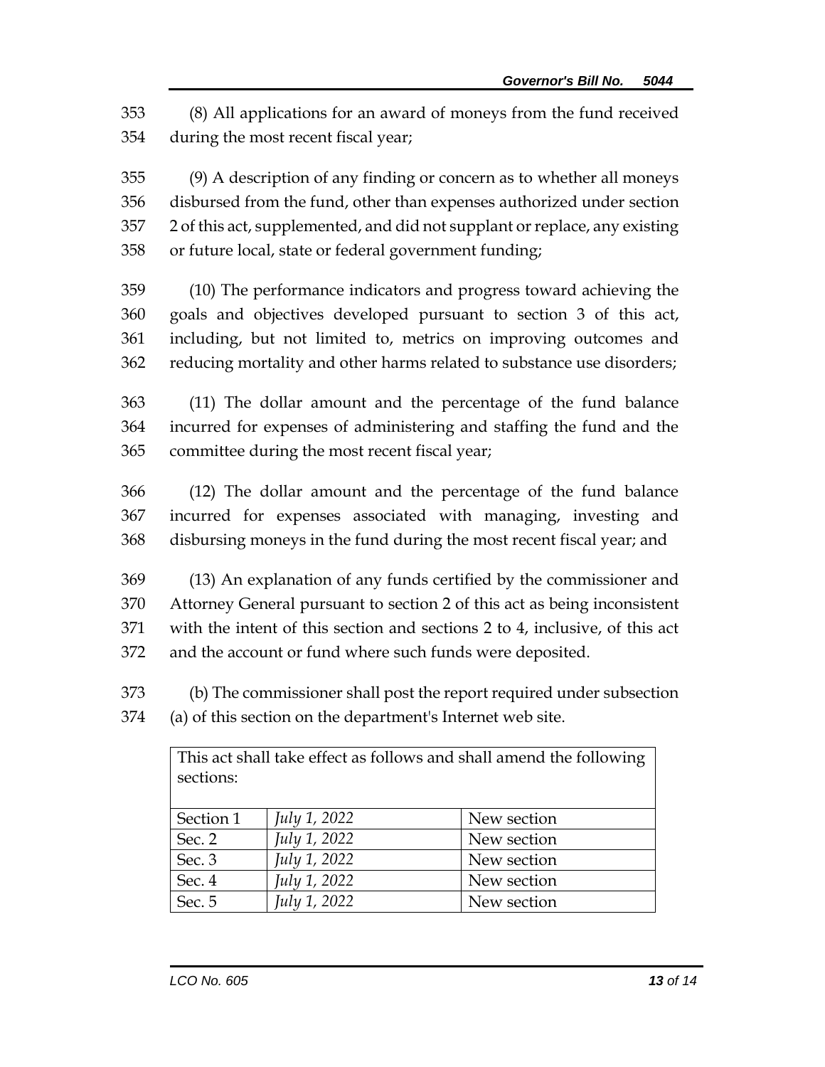(8) All applications for an award of moneys from the fund received during the most recent fiscal year;

(9) A description of any finding or concern as to whether all moneys disbursed from the fund, other than expenses authorized under section 2 of this act, supplemented, and did not supplant or replace, any existing or future local, state or federal government funding;

(10) The performance indicators and progress toward achieving the goals and objectives developed pursuant to section 3 of this act, including, but not limited to, metrics on improving outcomes and reducing mortality and other harms related to substance use disorders;

(11) The dollar amount and the percentage of the fund balance incurred for expenses of administering and staffing the fund and the committee during the most recent fiscal year;

(12) The dollar amount and the percentage of the fund balance incurred for expenses associated with managing, investing and disbursing moneys in the fund during the most recent fiscal year; and

(13) An explanation of any funds certified by the commissioner and Attorney General pursuant to section 2 of this act as being inconsistent with the intent of this section and sections 2 to 4, inclusive, of this act and the account or fund where such funds were deposited.

(b) The commissioner shall post the report required under subsection (a) of this section on the department's Internet web site.

| This act shall take effect as follows and shall amend the following sections: | | |
|---|---|---|
| Section 1 | *July 1, 2022* | New section |
| Sec. 2 | *July 1, 2022* | New section |
| Sec. 3 | *July 1, 2022* | New section |
| Sec. 4 | *July 1, 2022* | New section |
| Sec. 5 | *July 1, 2022* | New section |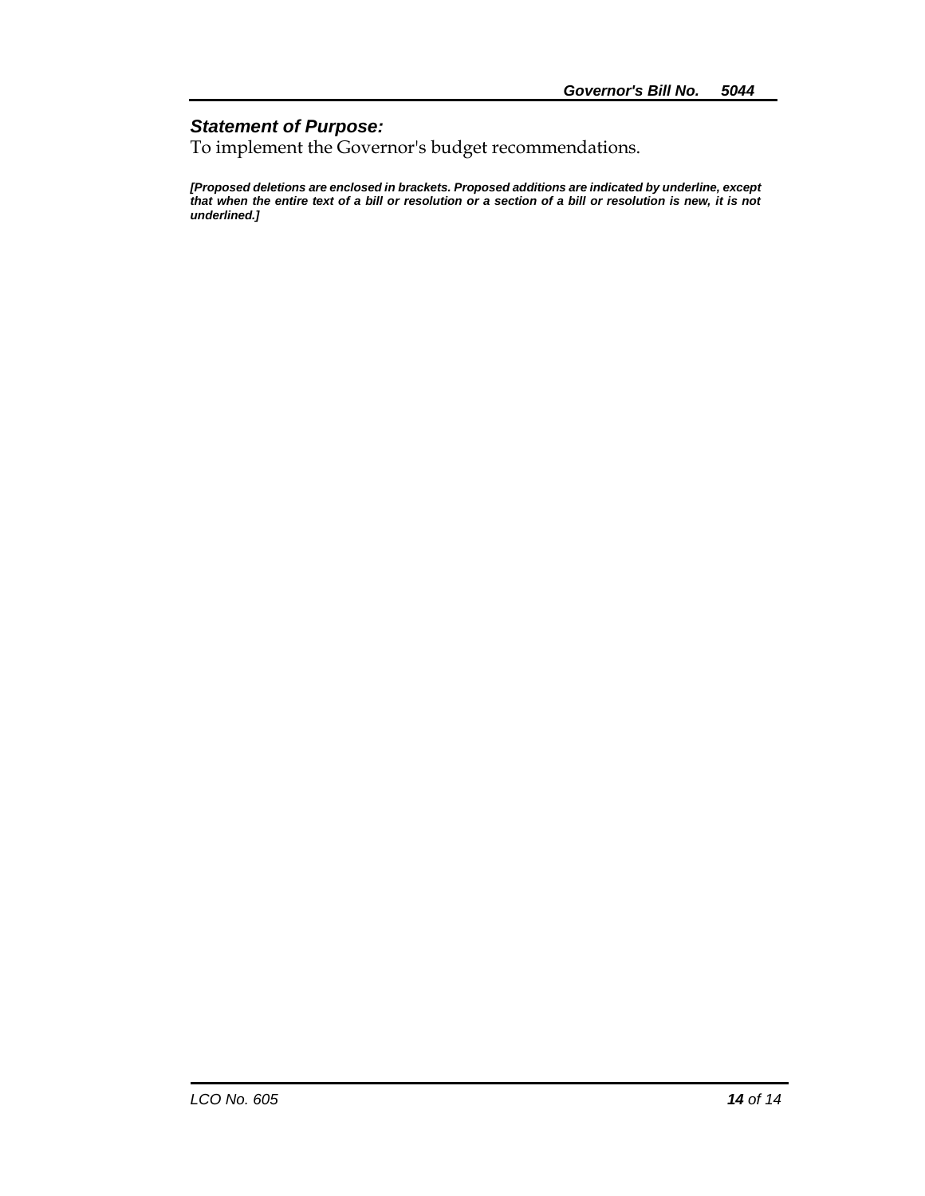### *Statement of Purpose:*

To implement the Governor's budget recommendations.

***[Proposed deletions are enclosed in brackets. Proposed additions are indicated by underline, except that when the entire text of a bill or resolution or a section of a bill or resolution is new, it is not underlined.]***